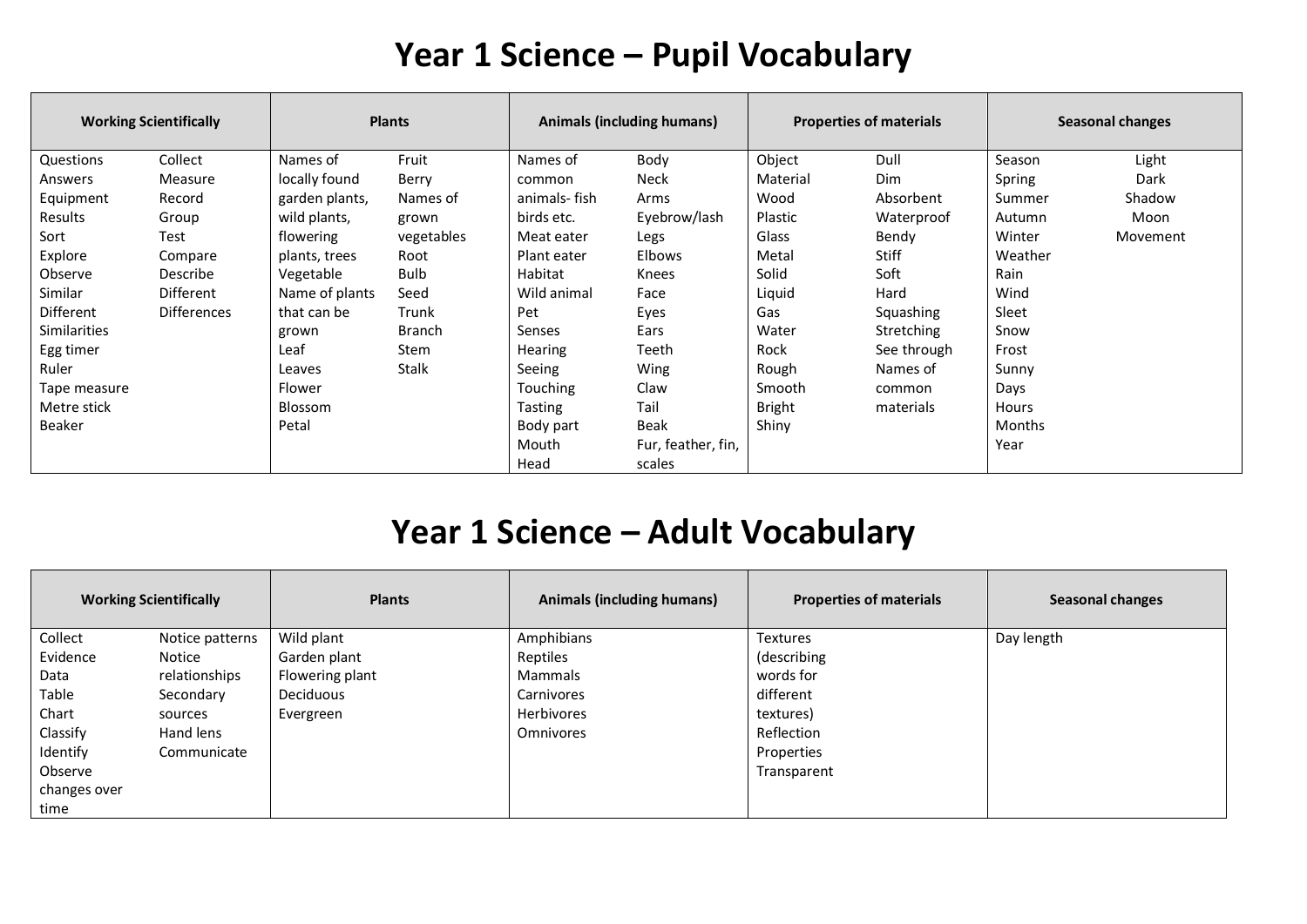# Year 1 Science – Pupil Vocabulary

| Working Scientifically | Plants | Animals (including humans) | Properties of materials | Seasonal changes |
|---|---|---|---|---|
| Questions<br>Answers<br>Equipment<br>Results<br>Sort<br>Explore<br>Observe<br>Similar<br>Different<br>Similarities<br>Egg timer<br>Ruler<br>Tape measure<br>Metre stick<br>Beaker<br>Collect<br>Measure<br>Record<br>Group<br>Test<br>Compare<br>Describe<br>Different<br>Differences | Names of locally found garden plants, wild plants, flowering plants, trees<br>Vegetable<br>Name of plants that can be grown<br>Leaf<br>Leaves<br>Flower<br>Blossom<br>Petal<br>Fruit<br>Berry<br>Names of grown vegetables<br>Root<br>Bulb<br>Seed<br>Trunk<br>Branch<br>Stem<br>Stalk | Names of common animals- fish birds etc.<br>Meat eater<br>Plant eater<br>Habitat<br>Wild animal<br>Pet<br>Senses<br>Hearing<br>Seeing<br>Touching<br>Tasting<br>Body part<br>Mouth<br>Head<br>Body<br>Neck<br>Arms<br>Eyebrow/lash<br>Legs<br>Elbows<br>Knees<br>Face<br>Eyes<br>Ears<br>Teeth<br>Wing<br>Claw<br>Tail<br>Beak<br>Fur, feather, fin, scales | Object<br>Material<br>Wood<br>Plastic<br>Glass<br>Metal<br>Solid<br>Liquid<br>Gas<br>Water<br>Rock<br>Rough<br>Smooth<br>Bright<br>Shiny<br>Dull<br>Dim<br>Absorbent<br>Waterproof<br>Bendy<br>Stiff<br>Soft<br>Hard<br>Squashing<br>Stretching<br>See through<br>Names of common materials | Season<br>Spring<br>Summer<br>Autumn<br>Winter<br>Weather<br>Rain<br>Wind<br>Sleet<br>Snow<br>Frost<br>Sunny<br>Days<br>Hours<br>Months<br>Year<br>Light<br>Dark<br>Shadow<br>Moon<br>Movement |

# Year 1 Science – Adult Vocabulary

| Working Scientifically | Plants | Animals (including humans) | Properties of materials | Seasonal changes |
|---|---|---|---|---|
| Collect<br>Evidence<br>Data<br>Table<br>Chart<br>Classify<br>Identify<br>Observe changes over time<br>Notice patterns<br>Notice relationships<br>Secondary sources<br>Hand lens<br>Communicate | Wild plant<br>Garden plant<br>Flowering plant<br>Deciduous<br>Evergreen | Amphibians<br>Reptiles<br>Mammals<br>Carnivores<br>Herbivores<br>Omnivores | Textures (describing words for different textures)<br>Reflection<br>Properties<br>Transparent | Day length |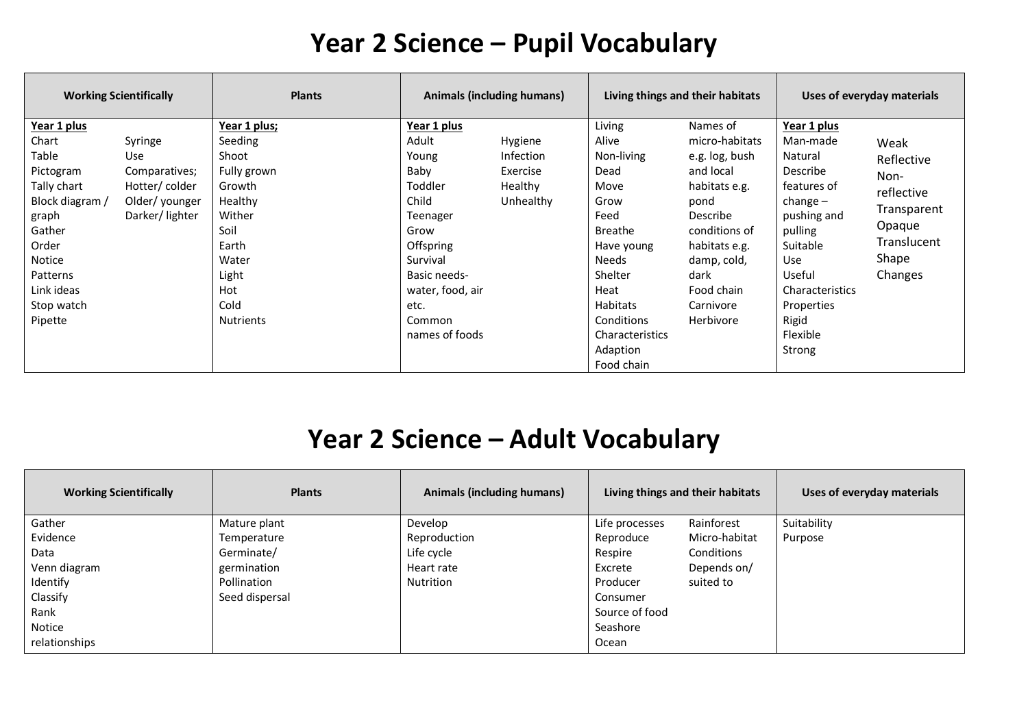# Year 2 Science – Pupil Vocabulary

| Working Scientifically | Plants | Animals (including humans) | Living things and their habitats | Uses of everyday materials |
|---|---|---|---|---|
| **Year 1 plus**<br>Chart<br>Table<br>Pictogram<br>Tally chart<br>Block diagram / graph<br>Gather<br>Order<br>Notice<br>Patterns<br>Link ideas<br>Stop watch<br>Pipette<br>Syringe<br>Use<br>Comparatives;<br>Hotter/ colder<br>Older/ younger<br>Darker/ lighter | **Year 1 plus;**<br>Seeding<br>Shoot<br>Fully grown<br>Growth<br>Healthy<br>Wither<br>Soil<br>Earth<br>Water<br>Light<br>Hot<br>Cold<br>Nutrients | **Year 1 plus**<br>Adult<br>Young<br>Baby<br>Toddler<br>Child<br>Teenager<br>Grow<br>Offspring<br>Survival<br>Basic needs- water, food, air etc.<br>Common names of foods<br>Hygiene<br>Infection<br>Exercise<br>Healthy<br>Unhealthy | Living<br>Alive<br>Non-living<br>Dead<br>Move<br>Grow<br>Feed<br>Breathe<br>Have young<br>Needs<br>Shelter<br>Heat<br>Habitats<br>Conditions<br>Characteristics<br>Adaption<br>Food chain<br>Names of micro-habitats e.g. log, bush and local habitats e.g. pond<br>Describe conditions of habitats e.g. damp, cold, dark<br>Food chain<br>Carnivore<br>Herbivore | **Year 1 plus**<br>Man-made<br>Natural<br>Describe features of change – pushing and pulling<br>Suitable<br>Use<br>Useful<br>Characteristics<br>Properties<br>Rigid<br>Flexible<br>Strong<br>Weak<br>Reflective<br>Non-reflective<br>Transparent<br>Opaque<br>Translucent<br>Shape<br>Changes |

# Year 2 Science – Adult Vocabulary

| Working Scientifically | Plants | Animals (including humans) | Living things and their habitats | Uses of everyday materials |
|---|---|---|---|---|
| Gather<br>Evidence<br>Data<br>Venn diagram<br>Identify<br>Classify<br>Rank<br>Notice relationships | Mature plant<br>Temperature<br>Germinate/ germination<br>Pollination<br>Seed dispersal | Develop<br>Reproduction<br>Life cycle<br>Heart rate<br>Nutrition | Life processes<br>Reproduce<br>Respire<br>Excrete<br>Producer<br>Consumer<br>Source of food<br>Seashore<br>Ocean<br>Rainforest<br>Micro-habitat<br>Conditions<br>Depends on/ suited to | Suitability<br>Purpose |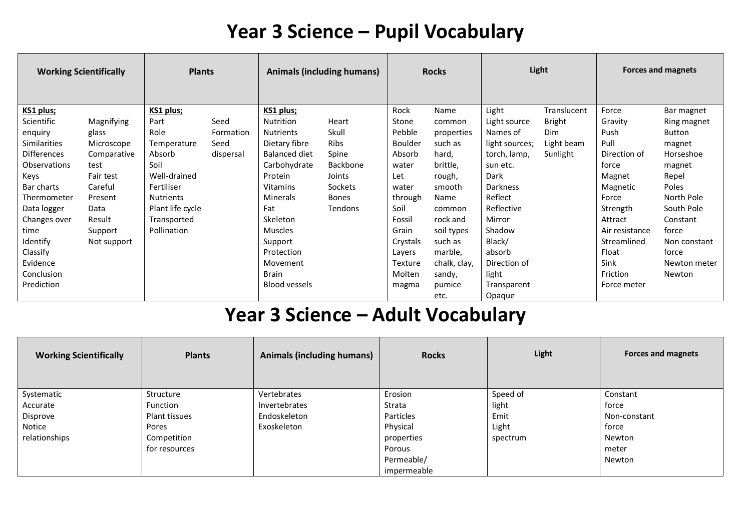# Year 3 Science – Pupil Vocabulary

| Working Scientifically | Plants | Animals (including humans) | Rocks | Light | Forces and magnets |
|---|---|---|---|---|---|
| **KS1 plus;**<br>Scientific enquiry<br>Similarities<br>Differences<br>Observations<br>Keys<br>Bar charts<br>Thermometer<br>Data logger<br>Changes over time<br>Identify<br>Classify<br>Evidence<br>Conclusion<br>Prediction<br>Magnifying glass<br>Microscope<br>Comparative test<br>Fair test<br>Careful<br>Present<br>Data<br>Result<br>Support<br>Not support | **KS1 plus;**<br>Part<br>Role<br>Temperature<br>Absorb<br>Soil<br>Well-drained<br>Fertiliser<br>Nutrients<br>Plant life cycle<br>Transported<br>Pollination<br>Seed<br>Formation<br>Seed dispersal | **KS1 plus;**<br>Nutrition<br>Nutrients<br>Dietary fibre<br>Balanced diet<br>Carbohydrate<br>Protein<br>Vitamins<br>Minerals<br>Fat<br>Skeleton<br>Muscles<br>Support<br>Protection<br>Movement<br>Brain<br>Blood vessels<br>Heart<br>Skull<br>Ribs<br>Spine<br>Backbone<br>Joints<br>Sockets<br>Bones<br>Tendons | Rock<br>Stone<br>Pebble<br>Boulder<br>Absorb water<br>Let water through<br>Soil<br>Fossil<br>Grain<br>Crystals<br>Layers<br>Texture<br>Molten magma<br>Name common properties such as hard, brittle, rough, smooth<br>Name common rock and soil types such as marble, chalk, clay, sandy, pumice etc. | Light<br>Light source<br>Names of light sources; torch, lamp, sun etc.<br>Dark<br>Darkness<br>Reflect<br>Reflective<br>Mirror<br>Shadow<br>Black/ absorb<br>Direction of light<br>Transparent<br>Opaque<br>Translucent<br>Bright<br>Dim<br>Light beam<br>Sunlight | Force<br>Gravity<br>Push<br>Pull<br>Direction of force<br>Magnet<br>Magnetic Force<br>Strength<br>Attract<br>Air resistance<br>Streamlined<br>Float<br>Sink<br>Friction<br>Force meter<br>Bar magnet<br>Ring magnet<br>Button magnet<br>Horseshoe magnet<br>Repel<br>Poles<br>North Pole<br>South Pole<br>Constant force<br>Non constant force<br>Newton meter<br>Newton |

# Year 3 Science – Adult Vocabulary

| Working Scientifically | Plants | Animals (including humans) | Rocks | Light | Forces and magnets |
|---|---|---|---|---|---|
| Systematic<br>Accurate<br>Disprove<br>Notice relationships | Structure<br>Function<br>Plant tissues<br>Pores<br>Competition for resources | Vertebrates<br>Invertebrates<br>Endoskeleton<br>Exoskeleton | Erosion<br>Strata<br>Particles<br>Physical properties<br>Porous<br>Permeable/ impermeable | Speed of light<br>Emit<br>Light spectrum | Constant force<br>Non-constant force<br>Newton meter<br>Newton |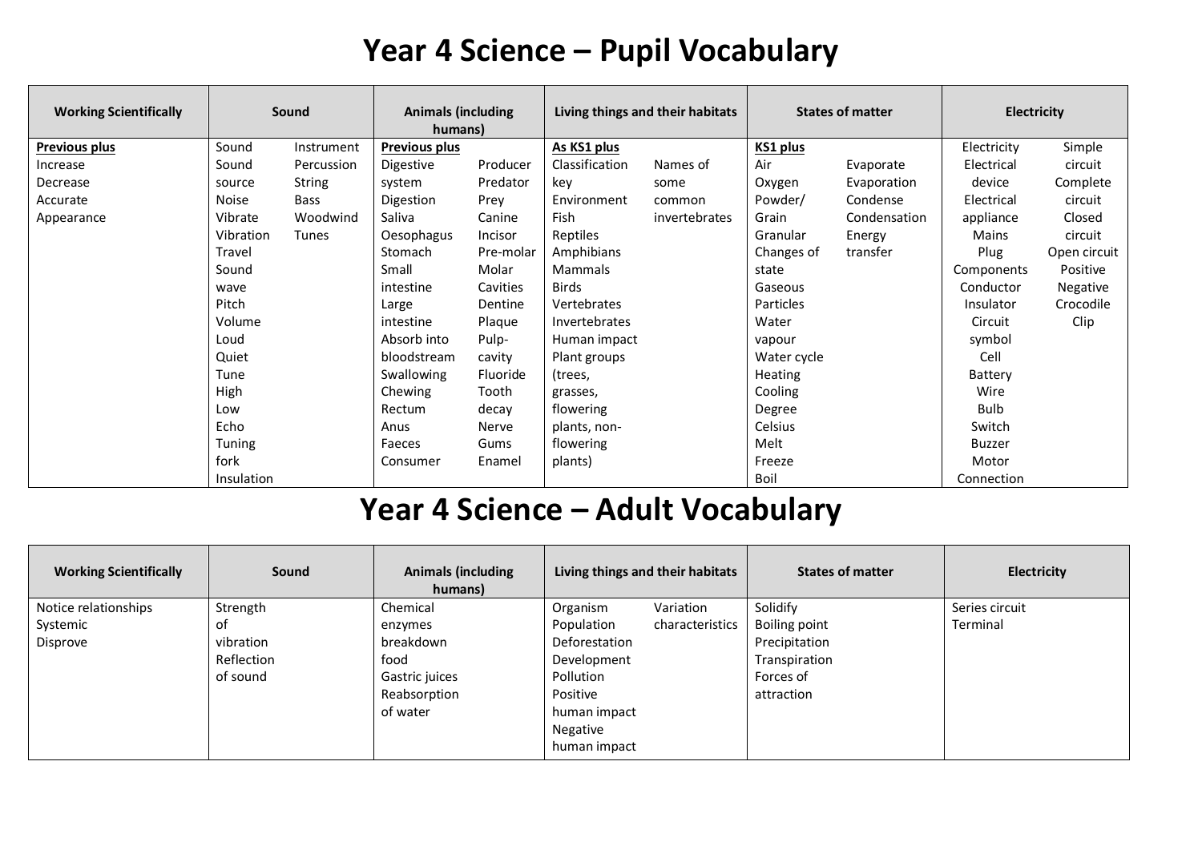# Year 4 Science – Pupil Vocabulary

| Working Scientifically | Sound | Animals (including humans) | Living things and their habitats | States of matter | Electricity |
|---|---|---|---|---|---|
| **Previous plus**<br>Increase<br>Decrease<br>Accurate<br>Appearance | Sound<br>Sound source<br>Noise<br>Vibrate<br>Vibration<br>Travel<br>Sound wave<br>Pitch<br>Volume<br>Loud<br>Quiet<br>Tune<br>High<br>Low<br>Echo<br>Tuning fork<br>Insulation<br>Instrument<br>Percussion<br>String<br>Bass<br>Woodwind<br>Tunes | **Previous plus**<br>Digestive system<br>Digestion<br>Saliva<br>Oesophagus<br>Stomach<br>Small intestine<br>Large intestine<br>Absorb into bloodstream<br>Swallowing<br>Chewing<br>Rectum<br>Anus<br>Faeces<br>Consumer<br>Producer<br>Predator<br>Prey<br>Canine<br>Incisor<br>Pre-molar<br>Molar<br>Cavities<br>Dentine<br>Plaque<br>Pulp-cavity<br>Fluoride<br>Tooth decay<br>Nerve<br>Gums<br>Enamel | **As KS1 plus**<br>Classification key<br>Environment<br>Fish<br>Reptiles<br>Amphibians<br>Mammals<br>Birds<br>Vertebrates<br>Invertebrates<br>Human impact<br>Plant groups (trees, grasses, flowering plants, non-flowering plants)<br>Names of some common invertebrates | **KS1 plus**<br>Air<br>Oxygen<br>Powder/ Grain<br>Granular<br>Changes of state<br>Gaseous<br>Particles<br>Water vapour<br>Water cycle<br>Heating<br>Cooling<br>Degree<br>Celsius<br>Melt<br>Freeze<br>Boil<br>Evaporate<br>Evaporation<br>Condense<br>Condensation<br>Energy transfer | Electricity<br>Electrical device<br>Electrical appliance<br>Mains<br>Plug<br>Components<br>Conductor<br>Insulator<br>Circuit symbol<br>Cell<br>Battery<br>Wire<br>Bulb<br>Switch<br>Buzzer<br>Motor<br>Connection<br>Simple circuit<br>Complete circuit<br>Closed circuit<br>Open circuit<br>Positive<br>Negative<br>Crocodile Clip |

# Year 4 Science – Adult Vocabulary

| Working Scientifically | Sound | Animals (including humans) | Living things and their habitats | States of matter | Electricity |
|---|---|---|---|---|---|
| Notice relationships<br>Systemic<br>Disprove | Strength of vibration<br>Reflection of sound | Chemical enzymes breakdown food<br>Gastric juices<br>Reabsorption of water | Organism<br>Population<br>Deforestation<br>Development<br>Pollution<br>Positive human impact<br>Negative human impact<br>Variation characteristics | Solidify<br>Boiling point<br>Precipitation<br>Transpiration<br>Forces of attraction | Series circuit<br>Terminal |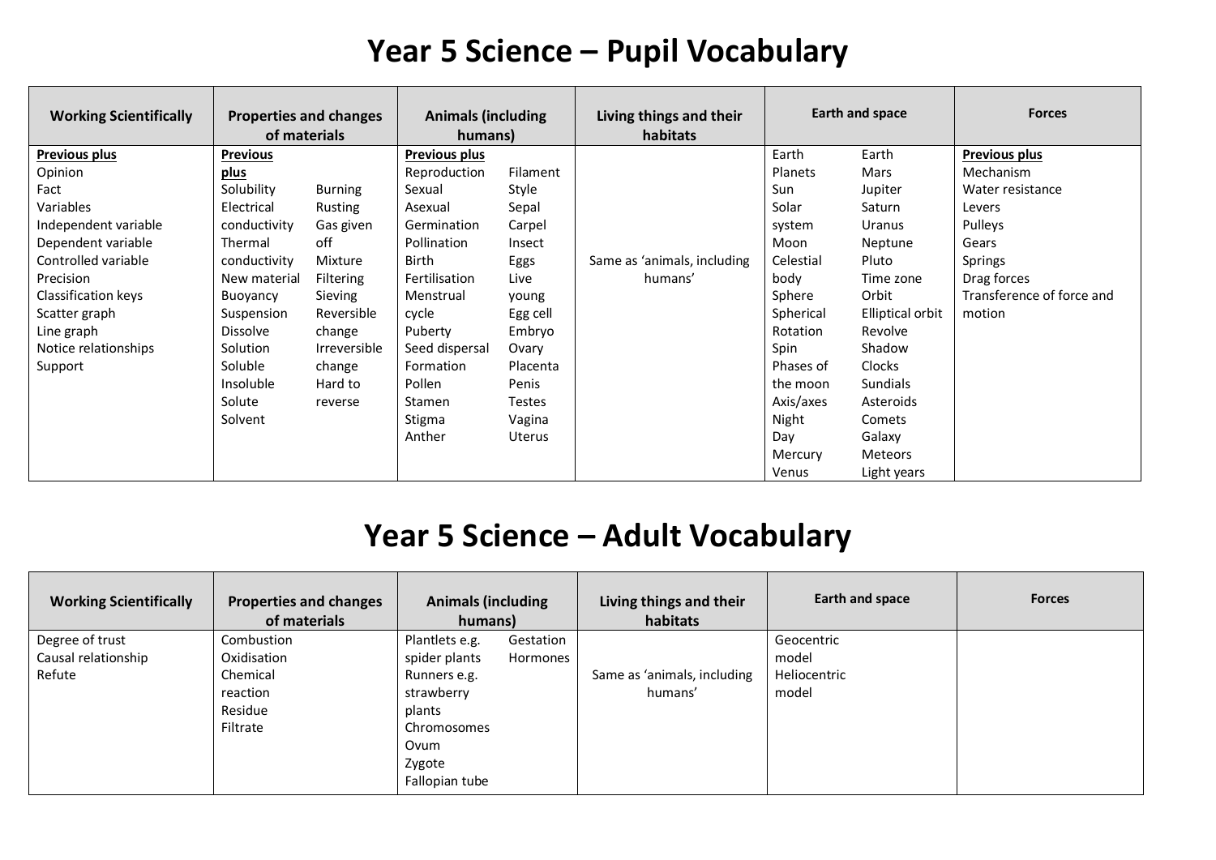# Year 5 Science – Pupil Vocabulary

| Working Scientifically | Properties and changes of materials | Animals (including humans) | Living things and their habitats | Earth and space | Forces |
|---|---|---|---|---|---|
| **Previous plus**<br>Opinion<br>Fact<br>Variables<br>Independent variable<br>Dependent variable<br>Controlled variable<br>Precision<br>Classification keys<br>Scatter graph<br>Line graph<br>Notice relationships<br>Support | **Previous plus**<br>Solubility<br>Electrical conductivity<br>Thermal conductivity<br>New material<br>Buoyancy<br>Suspension<br>Dissolve<br>Solution<br>Soluble<br>Insoluble<br>Solute<br>Solvent<br>Burning<br>Rusting<br>Gas given off<br>Mixture<br>Filtering<br>Sieving<br>Reversible change<br>Irreversible change<br>Hard to reverse | **Previous plus**<br>Reproduction<br>Sexual<br>Asexual<br>Germination<br>Pollination<br>Birth<br>Fertilisation<br>Menstrual cycle<br>Puberty<br>Seed dispersal<br>Formation<br>Pollen<br>Stamen<br>Stigma<br>Anther<br>Filament<br>Style<br>Sepal<br>Carpel<br>Insect<br>Eggs<br>Live young<br>Egg cell<br>Embryo<br>Ovary<br>Placenta<br>Penis<br>Testes<br>Vagina<br>Uterus | Same as 'animals, including humans' | Earth<br>Planets<br>Sun<br>Solar system<br>Moon<br>Celestial body<br>Sphere<br>Spherical<br>Rotation<br>Spin<br>Phases of the moon<br>Axis/axes<br>Night<br>Day<br>Mercury<br>Venus<br>Earth<br>Mars<br>Jupiter<br>Saturn<br>Uranus<br>Neptune<br>Pluto<br>Time zone<br>Orbit<br>Elliptical orbit<br>Revolve<br>Shadow<br>Clocks<br>Sundials<br>Asteroids<br>Comets<br>Galaxy<br>Meteors<br>Light years | **Previous plus**<br>Mechanism<br>Water resistance<br>Levers<br>Pulleys<br>Gears<br>Springs<br>Drag forces<br>Transference of force and motion |

# Year 5 Science – Adult Vocabulary

| Working Scientifically | Properties and changes of materials | Animals (including humans) | Living things and their habitats | Earth and space | Forces |
|---|---|---|---|---|---|
| Degree of trust<br>Causal relationship<br>Refute | Combustion<br>Oxidisation<br>Chemical reaction<br>Residue<br>Filtrate | Plantlets e.g. spider plants<br>Runners e.g. strawberry plants<br>Chromosomes<br>Ovum<br>Zygote<br>Fallopian tube<br>Gestation<br>Hormones | Same as 'animals, including humans' | Geocentric model<br>Heliocentric model | |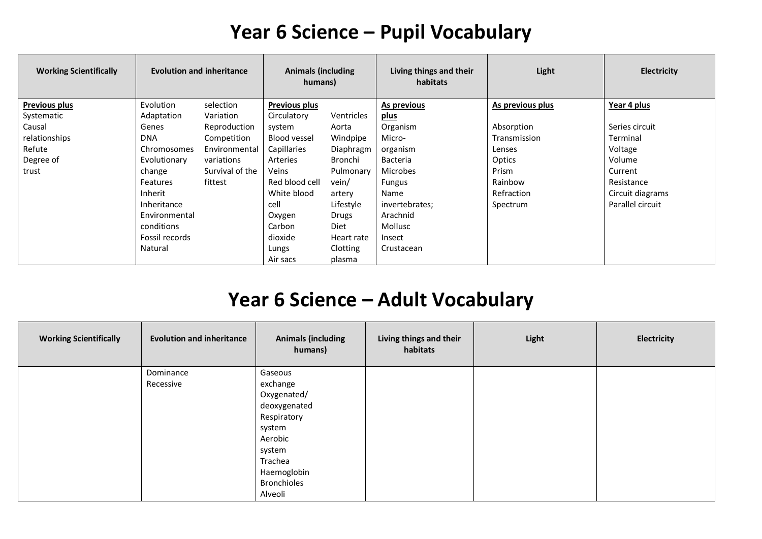# Year 6 Science – Pupil Vocabulary

| Working Scientifically | Evolution and inheritance | Animals (including humans) | Living things and their habitats | Light | Electricity |
|---|---|---|---|---|---|
| **Previous plus**<br>Systematic<br>Causal relationships<br>Refute<br>Degree of trust | Evolution<br>Adaptation<br>Genes<br>DNA<br>Chromosomes<br>Evolutionary change<br>Features<br>Inherit<br>Inheritance<br>Environmental conditions<br>Fossil records<br>Natural selection<br>Variation<br>Reproduction<br>Competition<br>Environmental variations<br>Survival of the fittest | **Previous plus**<br>Circulatory system<br>Blood vessel<br>Capillaries<br>Arteries<br>Veins<br>Red blood cell<br>White blood cell<br>Oxygen<br>Carbon dioxide<br>Lungs<br>Air sacs<br>Ventricles<br>Aorta<br>Windpipe<br>Diaphragm<br>Bronchi<br>Pulmonary vein/ artery<br>Lifestyle<br>Drugs<br>Diet<br>Heart rate<br>Clotting<br>plasma | **As previous plus**<br>Organism<br>Micro-organism<br>Bacteria<br>Microbes<br>Fungus<br>Name invertebrates;<br>Arachnid<br>Mollusc<br>Insect<br>Crustacean | **As previous plus**<br><br>Absorption<br>Transmission<br>Lenses<br>Optics<br>Prism<br>Rainbow<br>Refraction<br>Spectrum | **Year 4 plus**<br><br>Series circuit<br>Terminal<br>Voltage<br>Volume<br>Current<br>Resistance<br>Circuit diagrams<br>Parallel circuit |

# Year 6 Science – Adult Vocabulary

| Working Scientifically | Evolution and inheritance | Animals (including humans) | Living things and their habitats | Light | Electricity |
|---|---|---|---|---|---|
| | Dominance<br>Recessive | Gaseous exchange<br>Oxygenated/ deoxygenated<br>Respiratory system<br>Aerobic system<br>Trachea<br>Haemoglobin<br>Bronchioles<br>Alveoli | | | |